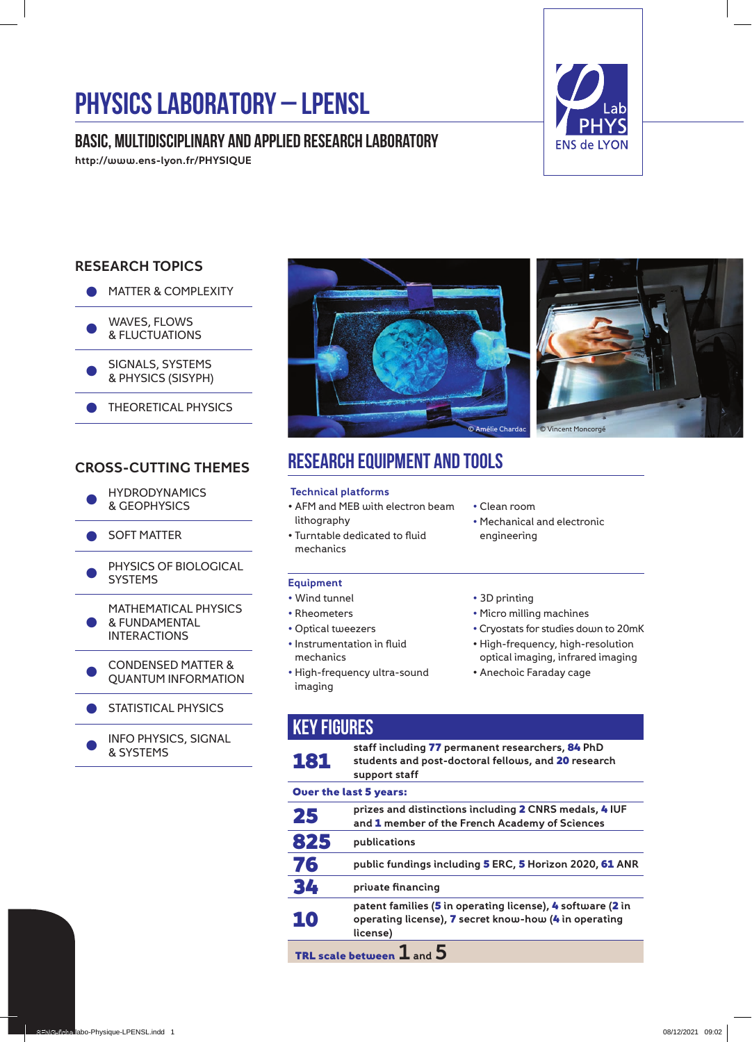# PHYSICS LABORATORY – LPENSL

## BASIC, MULTIDISCIPLINARY AND APPLIED RESEARCH LABORATORY

http://www.ens-lyon.fr/PHYSIQUE

Lab PHYS ENS de LYON

## RESEARCH TOPICS

- MATTER & COMPLEXITY
- WAVES, FLOWS & FLUCTUATIONS
- SIGNALS, SYSTEMS & PHYSICS (SISYPH)
- THEORETICAL PHYSICS

## CROSS-CUTTING THEMES

- HYDRODYNAMICS & GEOPHYSICS
- SOFT MATTER
- PHYSICS OF BIOLOGICAL SYSTEMS
- MATHEMATICAL PHYSICS & FUNDAMENTAL INTERACTIONS
- CONDENSED MATTER & QUANTUM INFORMATION
- STATISTICAL PHYSICS
- INFO PHYSICS, SIGNAL & SYSTEMS

© Amélie Chardac © Vincent Moncorgé

## RESEARCH EQUIPMENT AND TOOLS

### Technical platforms

- AFM and MEB with electron beam lithography
- Turntable dedicated to fluid mechanics
- Clean room
- Mechanical and electronic engineering

### Equipment

- Wind tunnel
- Rheometers
- Optical tweezers
- Instrumentation in fluid mechanics
- High-frequency ultra-sound imaging
- 3D printing
- Micro milling machines
- Cryostats for studies down to 20mK
- High-frequency, high-resolution optical imaging, infrared imaging
- Anechoic Faraday cage

## KEY FIGURES

| | |
|---|---|
| **181** | staff including **77** permanent researchers, **84** PhD students and post-doctoral fellows, and **20** research support staff |
| **Over the last 5 years:** | |
| **25** | prizes and distinctions including **2** CNRS medals, **4** IUF and **1** member of the French Academy of Sciences |
| **825** | publications |
| **76** | public fundings including **5** ERC, **5** Horizon 2020, **61** ANR |
| **34** | private financing |
| **10** | patent families (**5** in operating license), **4** software (**2** in operating license), **7** secret know-how (**4** in operating license) |

**TRL scale between 1 and 5**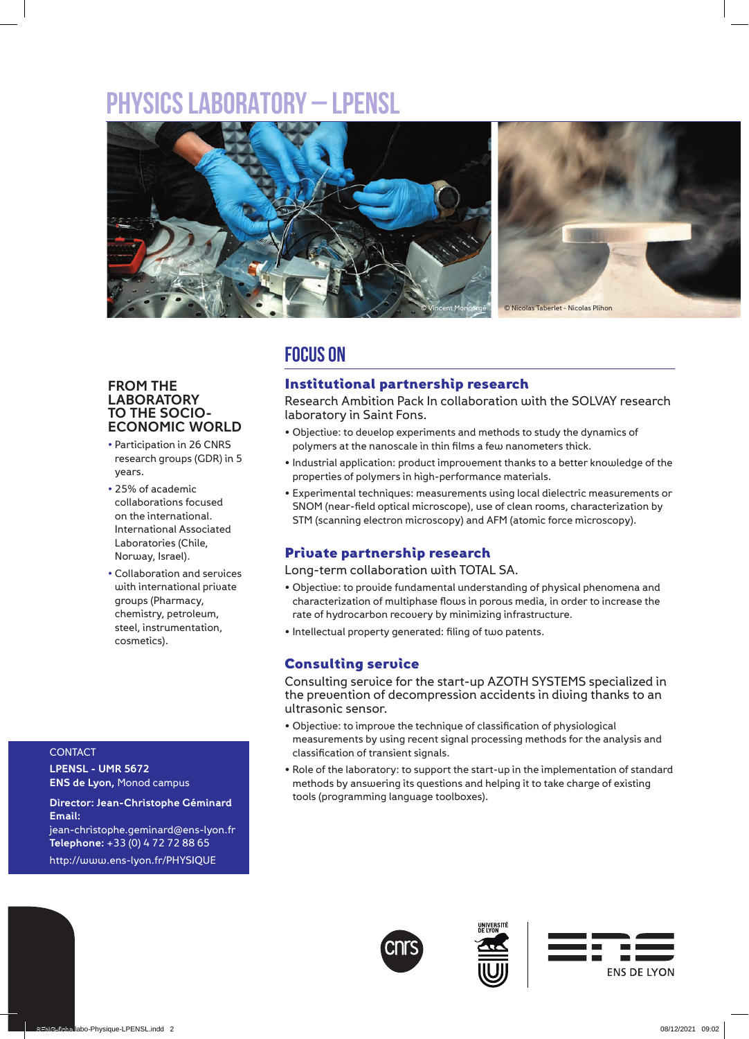# PHYSICS LABORATORY – LPENSL

© Vincent Moncorgé

© Nicolas Taberlet - Nicolas Plihon

### FROM THE LABORATORY TO THE SOCIO-ECONOMIC WORLD

- Participation in 26 CNRS research groups (GDR) in 5 years.
- 25% of academic collaborations focused on the international. International Associated Laboratories (Chile, Norway, Israel).
- Collaboration and services with international private groups (Pharmacy, chemistry, petroleum, steel, instrumentation, cosmetics).

## FOCUS ON

### Institutional partnership research

Research Ambition Pack In collaboration with the SOLVAY research laboratory in Saint Fons.

- Objective: to develop experiments and methods to study the dynamics of polymers at the nanoscale in thin films a few nanometers thick.
- Industrial application: product improvement thanks to a better knowledge of the properties of polymers in high-performance materials.
- Experimental techniques: measurements using local dielectric measurements or SNOM (near-field optical microscope), use of clean rooms, characterization by STM (scanning electron microscopy) and AFM (atomic force microscopy).

### Private partnership research

Long-term collaboration with TOTAL SA.

- Objective: to provide fundamental understanding of physical phenomena and characterization of multiphase flows in porous media, in order to increase the rate of hydrocarbon recovery by minimizing infrastructure.
- Intellectual property generated: filing of two patents.

### Consulting service

Consulting service for the start-up AZOTH SYSTEMS specialized in the prevention of decompression accidents in diving thanks to an ultrasonic sensor.

- Objective: to improve the technique of classification of physiological measurements by using recent signal processing methods for the analysis and classification of transient signals.
- Role of the laboratory: to support the start-up in the implementation of standard methods by answering its questions and helping it to take charge of existing tools (programming language toolboxes).

CONTACT

**LPENSL - UMR 5672**
**ENS de Lyon,** Monod campus

**Director: Jean-Christophe Géminard**
**Email:**
jean-christophe.geminard@ens-lyon.fr
**Telephone:** +33 (0) 4 72 72 88 65

http://www.ens-lyon.fr/PHYSIQUE

ENS DE LYON